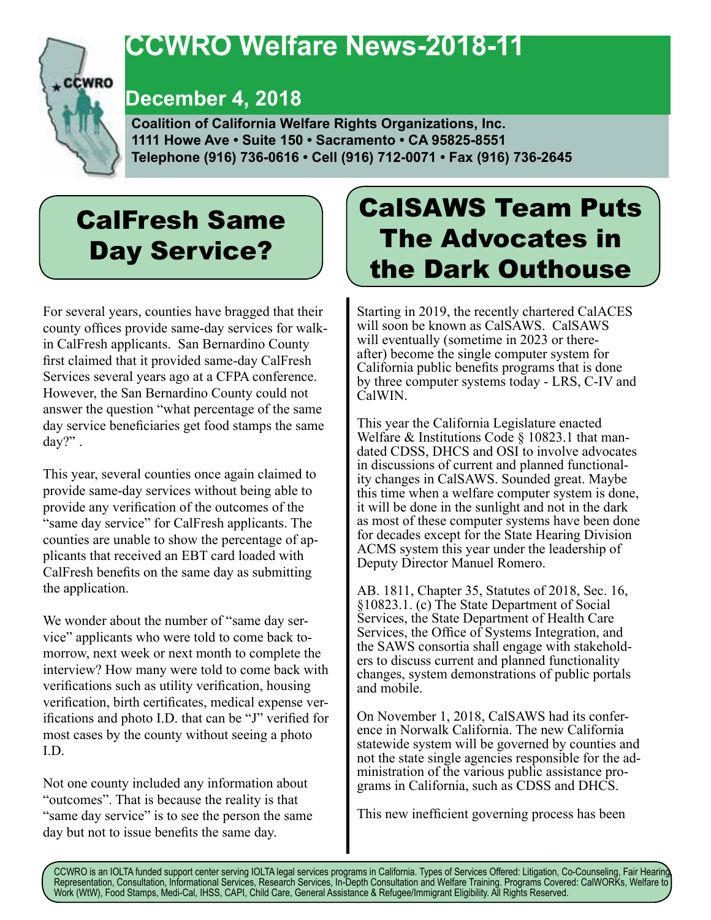# CCWRO Welfare News-2018-11

## December 4, 2018

**Coalition of California Welfare Rights Organizations, Inc.**
**1111 Howe Ave • Suite 150 • Sacramento • CA 95825-8551**
**Telephone (916) 736-0616 • Cell (916) 712-0071 • Fax (916) 736-2645**

## CalFresh Same Day Service?

For several years, counties have bragged that their county offices provide same-day services for walk-in CalFresh applicants. San Bernardino County first claimed that it provided same-day CalFresh Services several years ago at a CFPA conference. However, the San Bernardino County could not answer the question "what percentage of the same day service beneficiaries get food stamps the same day?" .

This year, several counties once again claimed to provide same-day services without being able to provide any verification of the outcomes of the "same day service" for CalFresh applicants. The counties are unable to show the percentage of applicants that received an EBT card loaded with CalFresh benefits on the same day as submitting the application.

We wonder about the number of "same day service" applicants who were told to come back tomorrow, next week or next month to complete the interview? How many were told to come back with verifications such as utility verification, housing verification, birth certificates, medical expense verifications and photo I.D. that can be "J" verified for most cases by the county without seeing a photo I.D.

Not one county included any information about "outcomes". That is because the reality is that "same day service" is to see the person the same day but not to issue benefits the same day.

## CalSAWS Team Puts The Advocates in the Dark Outhouse

Starting in 2019, the recently chartered CalACES will soon be known as CalSAWS. CalSAWS will eventually (sometime in 2023 or thereafter) become the single computer system for California public benefits programs that is done by three computer systems today - LRS, C-IV and CalWIN.

This year the California Legislature enacted Welfare & Institutions Code § 10823.1 that mandated CDSS, DHCS and OSI to involve advocates in discussions of current and planned functionality changes in CalSAWS. Sounded great. Maybe this time when a welfare computer system is done, it will be done in the sunlight and not in the dark as most of these computer systems have been done for decades except for the State Hearing Division ACMS system this year under the leadership of Deputy Director Manuel Romero.

AB. 1811, Chapter 35, Statutes of 2018, Sec. 16, §10823.1. (c) The State Department of Social Services, the State Department of Health Care Services, the Office of Systems Integration, and the SAWS consortia shall engage with stakeholders to discuss current and planned functionality changes, system demonstrations of public portals and mobile.

On November 1, 2018, CalSAWS had its conference in Norwalk California. The new California statewide system will be governed by counties and not the state single agencies responsible for the administration of the various public assistance programs in California, such as CDSS and DHCS.

This new inefficient governing process has been

CCWRO is an IOLTA funded support center serving IOLTA legal services programs in California. Types of Services Offered: Litigation, Co-Counseling, Fair Hearing Representation, Consultation, Informational Services, Research Services, In-Depth Consultation and Welfare Training. Programs Covered: CalWORKs, Welfare to Work (WtW), Food Stamps, Medi-Cal, IHSS, CAPI, Child Care, General Assistance & Refugee/Immigrant Eligibility. All Rights Reserved.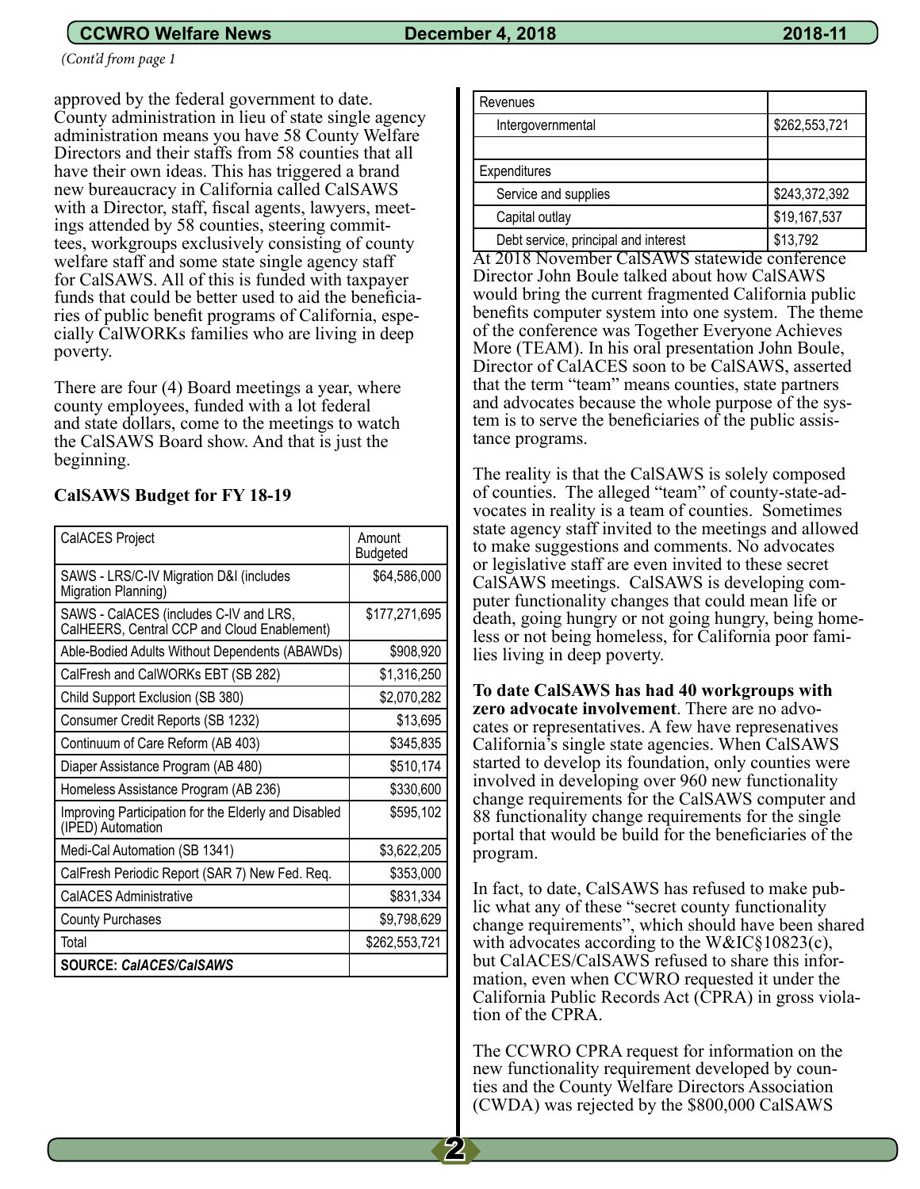(Cont'd from page 1

approved by the federal government to date. County administration in lieu of state single agency administration means you have 58 County Welfare Directors and their staffs from 58 counties that all have their own ideas. This has triggered a brand new bureaucracy in California called CalSAWS with a Director, staff, fiscal agents, lawyers, meetings attended by 58 counties, steering committees, workgroups exclusively consisting of county welfare staff and some state single agency staff for CalSAWS. All of this is funded with taxpayer funds that could be better used to aid the beneficiaries of public benefit programs of California, especially CalWORKs families who are living in deep poverty.

There are four (4) Board meetings a year, where county employees, funded with a lot federal and state dollars, come to the meetings to watch the CalSAWS Board show. And that is just the beginning.

**CalSAWS Budget for FY 18-19**

| CalACES Project | Amount Budgeted |
|---|---|
| SAWS - LRS/C-IV Migration D&I (includes Migration Planning) | $64,586,000 |
| SAWS - CalACES (includes C-IV and LRS, CalHEERS, Central CCP and Cloud Enablement) | $177,271,695 |
| Able-Bodied Adults Without Dependents (ABAWDs) | $908,920 |
| CalFresh and CalWORKs EBT (SB 282) | $1,316,250 |
| Child Support Exclusion (SB 380) | $2,070,282 |
| Consumer Credit Reports (SB 1232) | $13,695 |
| Continuum of Care Reform (AB 403) | $345,835 |
| Diaper Assistance Program (AB 480) | $510,174 |
| Homeless Assistance Program (AB 236) | $330,600 |
| Improving Participation for the Elderly and Disabled (IPED) Automation | $595,102 |
| Medi-Cal Automation (SB 1341) | $3,622,205 |
| CalFresh Periodic Report (SAR 7) New Fed. Req. | $353,000 |
| CalACES Administrative | $831,334 |
| County Purchases | $9,798,629 |
| Total | $262,553,721 |
| **SOURCE: *CalACES/CalSAWS*** | |

| Revenues | |
|---|---|
| Intergovernmental | $262,553,721 |
| | |
| Expenditures | |
| Service and supplies | $243,372,392 |
| Capital outlay | $19,167,537 |
| Debt service, principal and interest | $13,792 |

At 2018 November CalSAWS statewide conference Director John Boule talked about how CalSAWS would bring the current fragmented California public benefits computer system into one system. The theme of the conference was Together Everyone Achieves More (TEAM). In his oral presentation John Boule, Director of CalACES soon to be CalSAWS, asserted that the term "team" means counties, state partners and advocates because the whole purpose of the system is to serve the beneficiaries of the public assistance programs.

The reality is that the CalSAWS is solely composed of counties. The alleged "team" of county-state-advocates in reality is a team of counties. Sometimes state agency staff invited to the meetings and allowed to make suggestions and comments. No advocates or legislative staff are even invited to these secret CalSAWS meetings. CalSAWS is developing computer functionality changes that could mean life or death, going hungry or not going hungry, being homeless or not being homeless, for California poor families living in deep poverty.

**To date CalSAWS has had 40 workgroups with zero advocate involvement**. There are no advocates or representatives. A few have represenatives California's single state agencies. When CalSAWS started to develop its foundation, only counties were involved in developing over 960 new functionality change requirements for the CalSAWS computer and 88 functionality change requirements for the single portal that would be build for the beneficiaries of the program.

In fact, to date, CalSAWS has refused to make public what any of these "secret county functionality change requirements", which should have been shared with advocates according to the W&IC§10823(c), but CalACES/CalSAWS refused to share this information, even when CCWRO requested it under the California Public Records Act (CPRA) in gross violation of the CPRA.

The CCWRO CPRA request for information on the new functionality requirement developed by counties and the County Welfare Directors Association (CWDA) was rejected by the $800,000 CalSAWS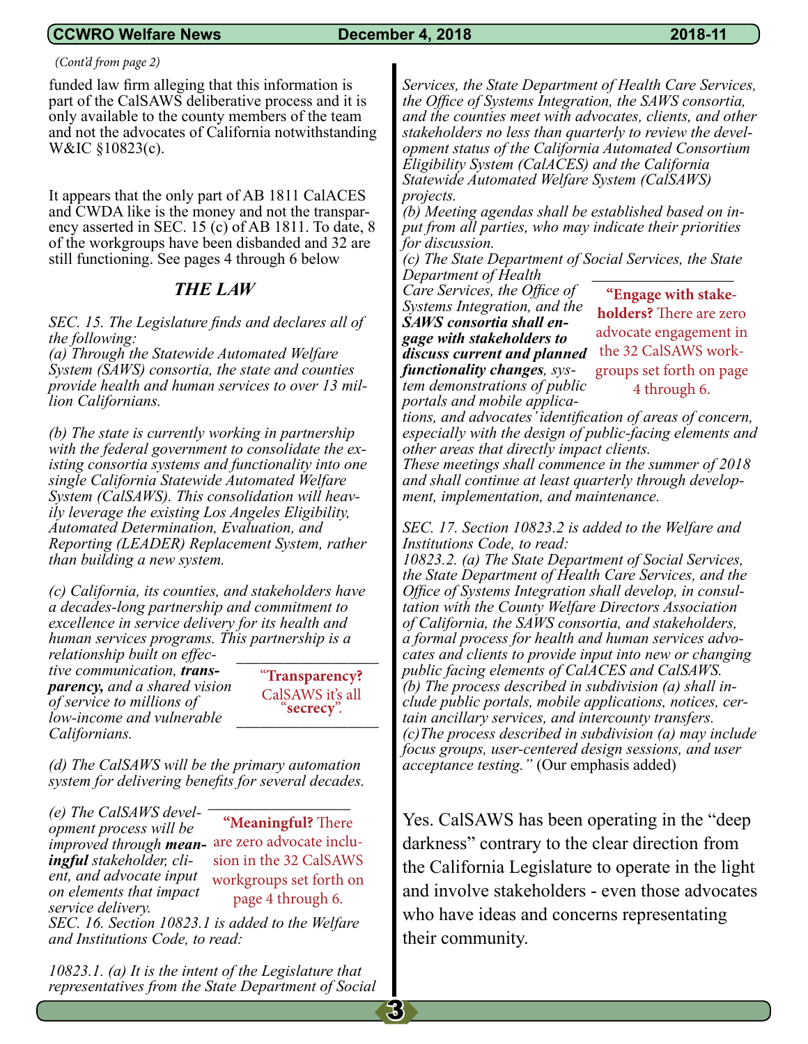*(Cont'd from page 2)*

funded law firm alleging that this information is part of the CalSAWS deliberative process and it is only available to the county members of the team and not the advocates of California notwithstanding W&IC §10823(c).

It appears that the only part of AB 1811 CalACES and CWDA like is the money and not the transparency asserted in SEC. 15 (c) of AB 1811. To date, 8 of the workgroups have been disbanded and 32 are still functioning. See pages 4 through 6 below

## *THE LAW*

*SEC. 15. The Legislature finds and declares all of the following:*
*(a) Through the Statewide Automated Welfare System (SAWS) consortia, the state and counties provide health and human services to over 13 million Californians.*

*(b) The state is currently working in partnership with the federal government to consolidate the existing consortia systems and functionality into one single California Statewide Automated Welfare System (CalSAWS). This consolidation will heavily leverage the existing Los Angeles Eligibility, Automated Determination, Evaluation, and Reporting (LEADER) Replacement System, rather than building a new system.*

*(c) California, its counties, and stakeholders have a decades-long partnership and commitment to excellence in service delivery for its health and human services programs. This partnership is a relationship built on effective communication, **transparency,** and a shared vision of service to millions of low-income and vulnerable Californians.*

> "**Transparency?** CalSAWS it's all "**secrecy**".

*(d) The CalSAWS will be the primary automation system for delivering benefits for several decades.*

*(e) The CalSAWS development process will be improved through **meaningful** stakeholder, client, and advocate input on elements that impact service delivery.*

> "**Meaningful?** There are zero advocate inclusion in the 32 CalSAWS workgroups set forth on page 4 through 6.

*SEC. 16. Section 10823.1 is added to the Welfare and Institutions Code, to read:*

*10823.1. (a) It is the intent of the Legislature that representatives from the State Department of Social Services, the State Department of Health Care Services, the Office of Systems Integration, the SAWS consortia, and the counties meet with advocates, clients, and other stakeholders no less than quarterly to review the development status of the California Automated Consortium Eligibility System (CalACES) and the California Statewide Automated Welfare System (CalSAWS) projects.*
*(b) Meeting agendas shall be established based on input from all parties, who may indicate their priorities for discussion.*
*(c) The State Department of Social Services, the State Department of Health Care Services, the Office of Systems Integration, and the **SAWS consortia shall engage with stakeholders to discuss current and planned functionality changes**, system demonstrations of public portals and mobile applications, and advocates' identification of areas of concern, especially with the design of public-facing elements and other areas that directly impact clients.*
*These meetings shall commence in the summer of 2018 and shall continue at least quarterly through development, implementation, and maintenance.*

> "**Engage with stakeholders?** There are zero advocate engagement in the 32 CalSAWS workgroups set forth on page 4 through 6.

*SEC. 17. Section 10823.2 is added to the Welfare and Institutions Code, to read:*
*10823.2. (a) The State Department of Social Services, the State Department of Health Care Services, and the Office of Systems Integration shall develop, in consultation with the County Welfare Directors Association of California, the SAWS consortia, and stakeholders, a formal process for health and human services advocates and clients to provide input into new or changing public facing elements of CalACES and CalSAWS.*
*(b) The process described in subdivision (a) shall include public portals, mobile applications, notices, certain ancillary services, and intercounty transfers.*
*(c)The process described in subdivision (a) may include focus groups, user-centered design sessions, and user acceptance testing."* (Our emphasis added)

Yes. CalSAWS has been operating in the "deep darkness" contrary to the clear direction from the California Legislature to operate in the light and involve stakeholders - even those advocates who have ideas and concerns representating their community.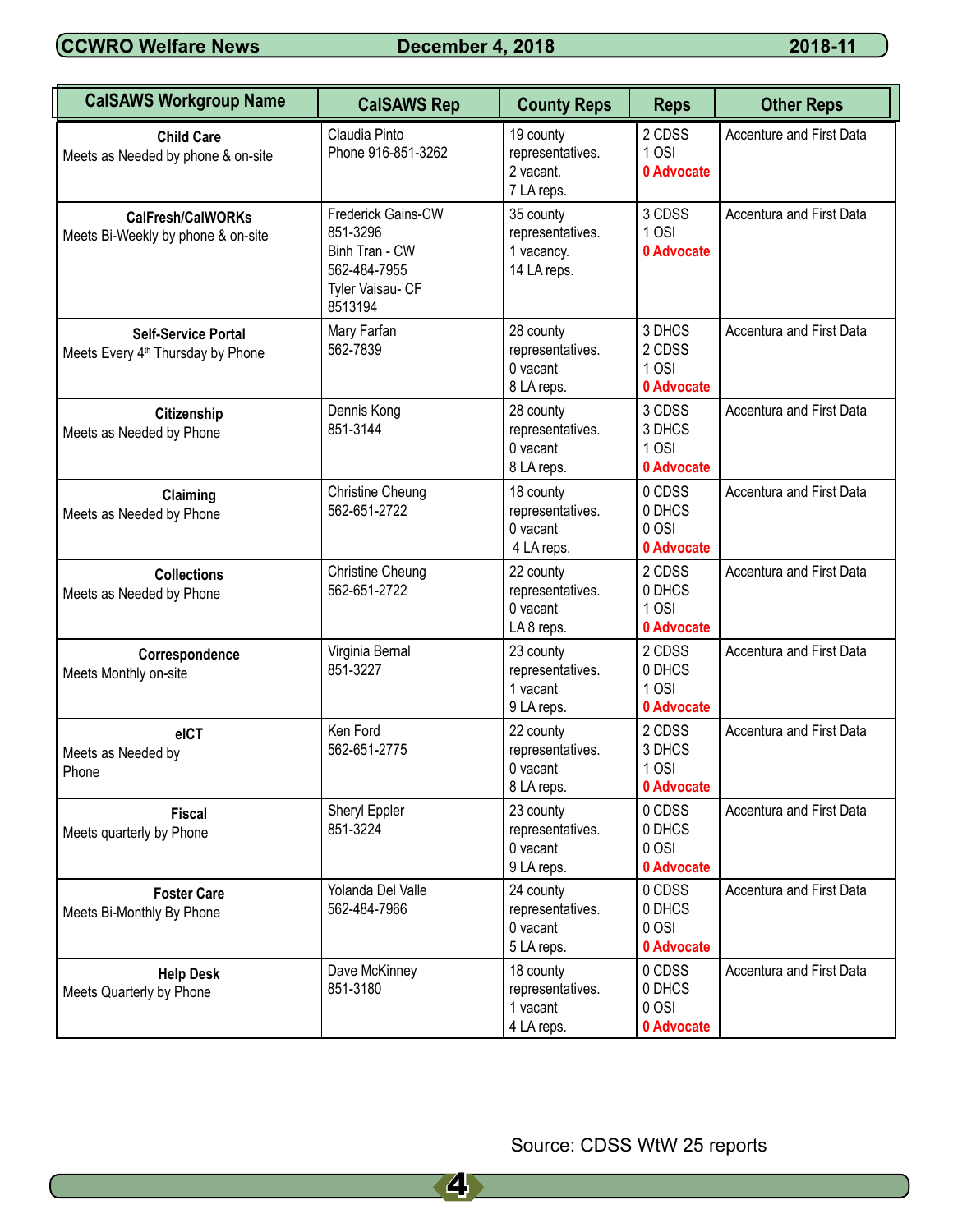| CalSAWS Workgroup Name | CalSAWS Rep | County Reps | Reps | Other Reps |
|---|---|---|---|---|
| **Child Care**<br>Meets as Needed by phone & on-site | Claudia Pinto<br>Phone 916-851-3262 | 19 county representatives.<br>2 vacant.<br>7 LA reps. | 2 CDSS<br>1 OSI<br>**0 Advocate** | Accenture and First Data |
| **CalFresh/CalWORKs**<br>Meets Bi-Weekly by phone & on-site | Frederick Gains-CW<br>851-3296<br>Binh Tran - CW<br>562-484-7955<br>Tyler Vaisau- CF<br>8513194 | 35 county representatives.<br>1 vacancy.<br>14 LA reps. | 3 CDSS<br>1 OSI<br>**0 Advocate** | Accentura and First Data |
| **Self-Service Portal**<br>Meets Every 4th Thursday by Phone | Mary Farfan<br>562-7839 | 28 county representatives.<br>0 vacant<br>8 LA reps. | 3 DHCS<br>2 CDSS<br>1 OSI<br>**0 Advocate** | Accentura and First Data |
| **Citizenship**<br>Meets as Needed by Phone | Dennis Kong<br>851-3144 | 28 county representatives.<br>0 vacant<br>8 LA reps. | 3 CDSS<br>3 DHCS<br>1 OSI<br>**0 Advocate** | Accentura and First Data |
| **Claiming**<br>Meets as Needed by Phone | Christine Cheung<br>562-651-2722 | 18 county representatives.<br>0 vacant<br>4 LA reps. | 0 CDSS<br>0 DHCS<br>0 OSI<br>**0 Advocate** | Accentura and First Data |
| **Collections**<br>Meets as Needed by Phone | Christine Cheung<br>562-651-2722 | 22 county representatives.<br>0 vacant<br>LA 8 reps. | 2 CDSS<br>0 DHCS<br>1 OSI<br>**0 Advocate** | Accentura and First Data |
| **Correspondence**<br>Meets Monthly on-site | Virginia Bernal<br>851-3227 | 23 county representatives.<br>1 vacant<br>9 LA reps. | 2 CDSS<br>0 DHCS<br>1 OSI<br>**0 Advocate** | Accentura and First Data |
| **eICT**<br>Meets as Needed by Phone | Ken Ford<br>562-651-2775 | 22 county representatives.<br>0 vacant<br>8 LA reps. | 2 CDSS<br>3 DHCS<br>1 OSI<br>**0 Advocate** | Accentura and First Data |
| **Fiscal**<br>Meets quarterly by Phone | Sheryl Eppler<br>851-3224 | 23 county representatives.<br>0 vacant<br>9 LA reps. | 0 CDSS<br>0 DHCS<br>0 OSI<br>**0 Advocate** | Accentura and First Data |
| **Foster Care**<br>Meets Bi-Monthly By Phone | Yolanda Del Valle<br>562-484-7966 | 24 county representatives.<br>0 vacant<br>5 LA reps. | 0 CDSS<br>0 DHCS<br>0 OSI<br>**0 Advocate** | Accentura and First Data |
| **Help Desk**<br>Meets Quarterly by Phone | Dave McKinney<br>851-3180 | 18 county representatives.<br>1 vacant<br>4 LA reps. | 0 CDSS<br>0 DHCS<br>0 OSI<br>**0 Advocate** | Accentura and First Data |

Source: CDSS WtW 25 reports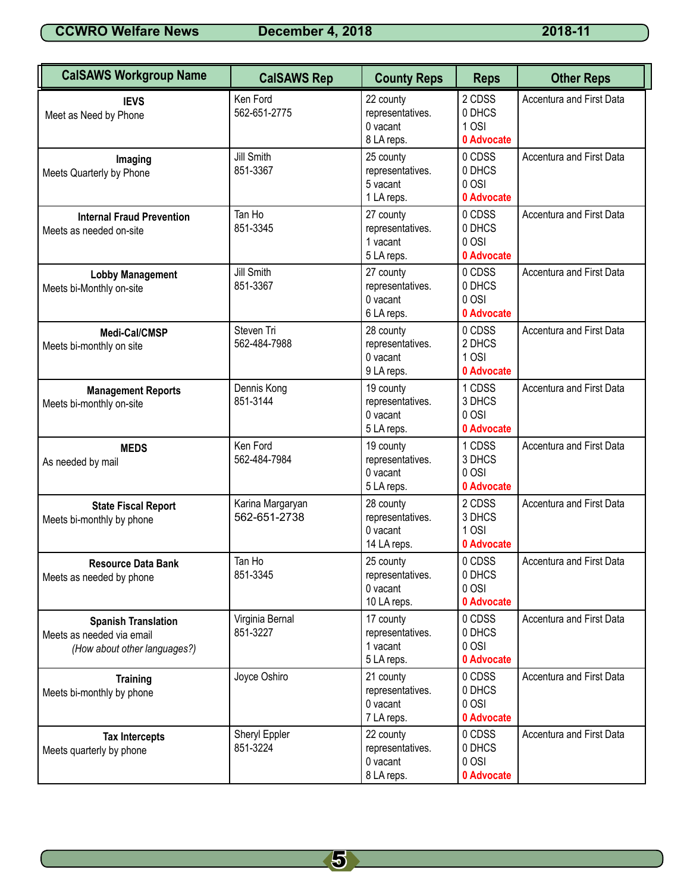| CalSAWS Workgroup Name | CalSAWS Rep | County Reps | Reps | Other Reps |
|---|---|---|---|---|
| **IEVS**<br>Meet as Need by Phone | Ken Ford<br>562-651-2775 | 22 county representatives.<br>0 vacant<br>8 LA reps. | 2 CDSS<br>0 DHCS<br>1 OSI<br>**0 Advocate** | Accentura and First Data |
| **Imaging**<br>Meets Quarterly by Phone | Jill Smith<br>851-3367 | 25 county representatives.<br>5 vacant<br>1 LA reps. | 0 CDSS<br>0 DHCS<br>0 OSI<br>**0 Advocate** | Accentura and First Data |
| **Internal Fraud Prevention**<br>Meets as needed on-site | Tan Ho<br>851-3345 | 27 county representatives.<br>1 vacant<br>5 LA reps. | 0 CDSS<br>0 DHCS<br>0 OSI<br>**0 Advocate** | Accentura and First Data |
| **Lobby Management**<br>Meets bi-Monthly on-site | Jill Smith<br>851-3367 | 27 county representatives.<br>0 vacant<br>6 LA reps. | 0 CDSS<br>0 DHCS<br>0 OSI<br>**0 Advocate** | Accentura and First Data |
| **Medi-Cal/CMSP**<br>Meets bi-monthly on site | Steven Tri<br>562-484-7988 | 28 county representatives.<br>0 vacant<br>9 LA reps. | 0 CDSS<br>2 DHCS<br>1 OSI<br>**0 Advocate** | Accentura and First Data |
| **Management Reports**<br>Meets bi-monthly on-site | Dennis Kong<br>851-3144 | 19 county representatives.<br>0 vacant<br>5 LA reps. | 1 CDSS<br>3 DHCS<br>0 OSI<br>**0 Advocate** | Accentura and First Data |
| **MEDS**<br>As needed by mail | Ken Ford<br>562-484-7984 | 19 county representatives.<br>0 vacant<br>5 LA reps. | 1 CDSS<br>3 DHCS<br>0 OSI<br>**0 Advocate** | Accentura and First Data |
| **State Fiscal Report**<br>Meets bi-monthly by phone | Karina Margaryan<br>562-651-2738 | 28 county representatives.<br>0 vacant<br>14 LA reps. | 2 CDSS<br>3 DHCS<br>1 OSI<br>**0 Advocate** | Accentura and First Data |
| **Resource Data Bank**<br>Meets as needed by phone | Tan Ho<br>851-3345 | 25 county representatives.<br>0 vacant<br>10 LA reps. | 0 CDSS<br>0 DHCS<br>0 OSI<br>**0 Advocate** | Accentura and First Data |
| **Spanish Translation**<br>Meets as needed via email<br>*(How about other languages?)* | Virginia Bernal<br>851-3227 | 17 county representatives.<br>1 vacant<br>5 LA reps. | 0 CDSS<br>0 DHCS<br>0 OSI<br>**0 Advocate** | Accentura and First Data |
| **Training**<br>Meets bi-monthly by phone | Joyce Oshiro | 21 county representatives.<br>0 vacant<br>7 LA reps. | 0 CDSS<br>0 DHCS<br>0 OSI<br>**0 Advocate** | Accentura and First Data |
| **Tax Intercepts**<br>Meets quarterly by phone | Sheryl Eppler<br>851-3224 | 22 county representatives.<br>0 vacant<br>8 LA reps. | 0 CDSS<br>0 DHCS<br>0 OSI<br>**0 Advocate** | Accentura and First Data |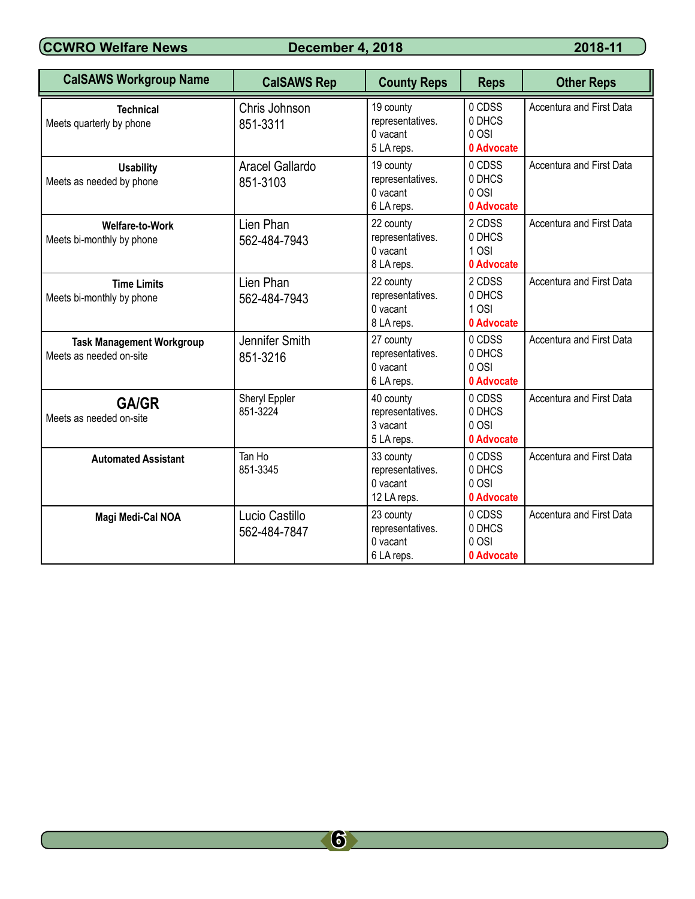| CalSAWS Workgroup Name | CalSAWS Rep | County Reps | Reps | Other Reps |
|---|---|---|---|---|
| **Technical**<br>Meets quarterly by phone | Chris Johnson<br>851-3311 | 19 county representatives.<br>0 vacant<br>5 LA reps. | 0 CDSS<br>0 DHCS<br>0 OSI<br>**0 Advocate** | Accentura and First Data |
| **Usability**<br>Meets as needed by phone | Aracel Gallardo<br>851-3103 | 19 county representatives.<br>0 vacant<br>6 LA reps. | 0 CDSS<br>0 DHCS<br>0 OSI<br>**0 Advocate** | Accentura and First Data |
| **Welfare-to-Work**<br>Meets bi-monthly by phone | Lien Phan<br>562-484-7943 | 22 county representatives.<br>0 vacant<br>8 LA reps. | 2 CDSS<br>0 DHCS<br>1 OSI<br>**0 Advocate** | Accentura and First Data |
| **Time Limits**<br>Meets bi-monthly by phone | Lien Phan<br>562-484-7943 | 22 county representatives.<br>0 vacant<br>8 LA reps. | 2 CDSS<br>0 DHCS<br>1 OSI<br>**0 Advocate** | Accentura and First Data |
| **Task Management Workgroup**<br>Meets as needed on-site | Jennifer Smith<br>851-3216 | 27 county representatives.<br>0 vacant<br>6 LA reps. | 0 CDSS<br>0 DHCS<br>0 OSI<br>**0 Advocate** | Accentura and First Data |
| **GA/GR**<br>Meets as needed on-site | Sheryl Eppler<br>851-3224 | 40 county representatives.<br>3 vacant<br>5 LA reps. | 0 CDSS<br>0 DHCS<br>0 OSI<br>**0 Advocate** | Accentura and First Data |
| **Automated Assistant** | Tan Ho<br>851-3345 | 33 county representatives.<br>0 vacant<br>12 LA reps. | 0 CDSS<br>0 DHCS<br>0 OSI<br>**0 Advocate** | Accentura and First Data |
| **Magi Medi-Cal NOA** | Lucio Castillo<br>562-484-7847 | 23 county representatives.<br>0 vacant<br>6 LA reps. | 0 CDSS<br>0 DHCS<br>0 OSI<br>**0 Advocate** | Accentura and First Data |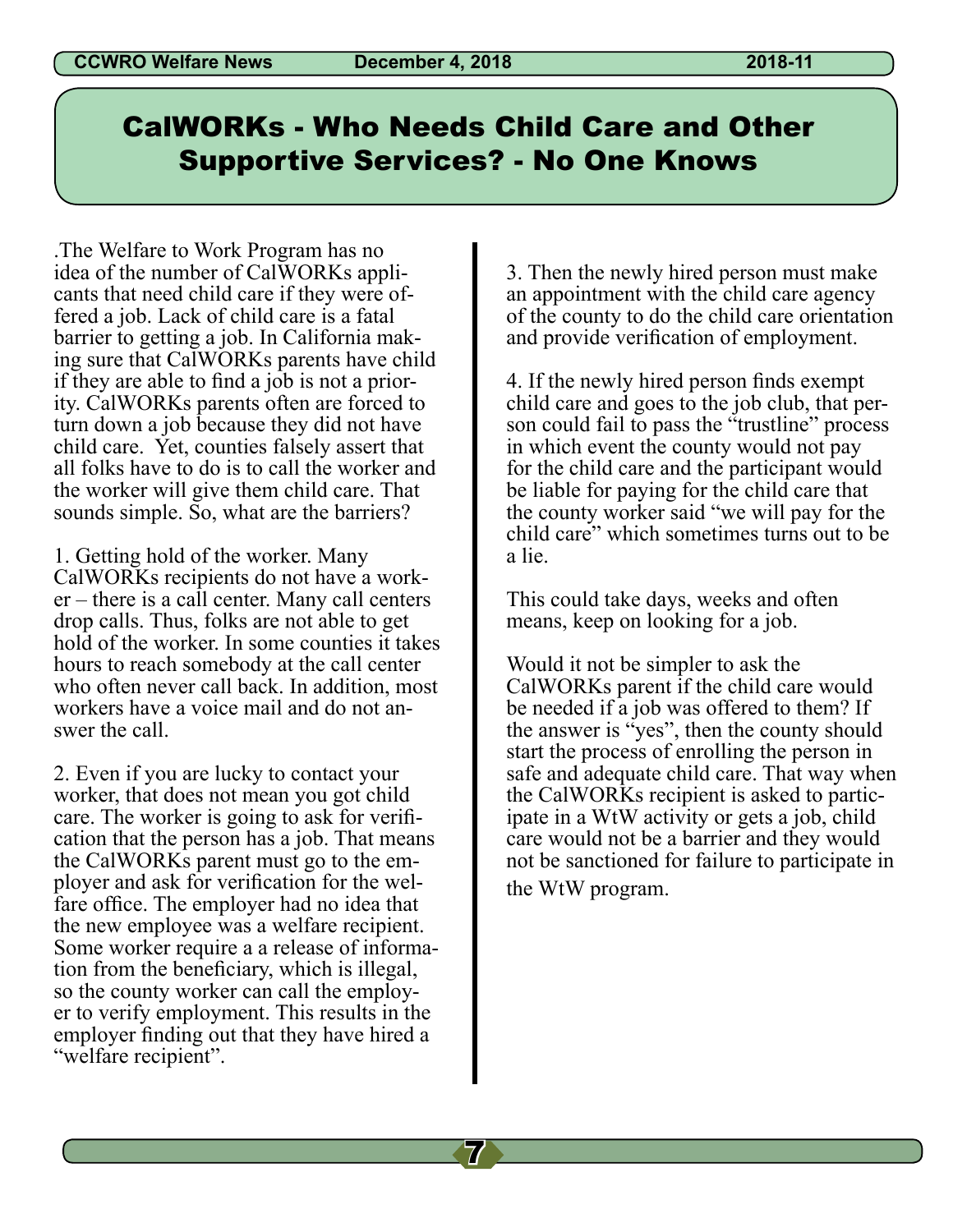# CalWORKs - Who Needs Child Care and Other Supportive Services? - No One Knows

.The Welfare to Work Program has no idea of the number of CalWORKs applicants that need child care if they were offered a job. Lack of child care is a fatal barrier to getting a job. In California making sure that CalWORKs parents have child if they are able to find a job is not a priority. CalWORKs parents often are forced to turn down a job because they did not have child care. Yet, counties falsely assert that all folks have to do is to call the worker and the worker will give them child care. That sounds simple. So, what are the barriers?

1. Getting hold of the worker. Many CalWORKs recipients do not have a worker – there is a call center. Many call centers drop calls. Thus, folks are not able to get hold of the worker. In some counties it takes hours to reach somebody at the call center who often never call back. In addition, most workers have a voice mail and do not answer the call.

2. Even if you are lucky to contact your worker, that does not mean you got child care. The worker is going to ask for verification that the person has a job. That means the CalWORKs parent must go to the employer and ask for verification for the welfare office. The employer had no idea that the new employee was a welfare recipient. Some worker require a a release of information from the beneficiary, which is illegal, so the county worker can call the employer to verify employment. This results in the employer finding out that they have hired a "welfare recipient".

3. Then the newly hired person must make an appointment with the child care agency of the county to do the child care orientation and provide verification of employment.

4. If the newly hired person finds exempt child care and goes to the job club, that person could fail to pass the "trustline" process in which event the county would not pay for the child care and the participant would be liable for paying for the child care that the county worker said "we will pay for the child care" which sometimes turns out to be a lie.

This could take days, weeks and often means, keep on looking for a job.

Would it not be simpler to ask the CalWORKs parent if the child care would be needed if a job was offered to them? If the answer is "yes", then the county should start the process of enrolling the person in safe and adequate child care. That way when the CalWORKs recipient is asked to participate in a WtW activity or gets a job, child care would not be a barrier and they would not be sanctioned for failure to participate in the WtW program.